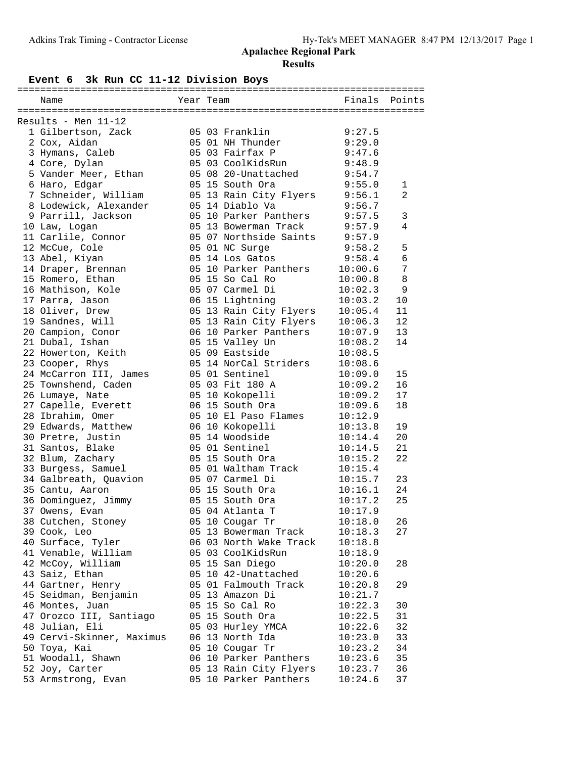# Apalachee Regional Park

## Results

### Event 6 3k Run CC 11-12 Division Boys

Results - Men 11-12

| | Name | Year | Team | Finals | Points |
|---|---|---|---|---|---|
| 1 | Gilbertson, Zack | 05 | 03 Franklin | 9:27.5 | |
| 2 | Cox, Aidan | 05 | 01 NH Thunder | 9:29.0 | |
| 3 | Hymans, Caleb | 05 | 03 Fairfax P | 9:47.6 | |
| 4 | Core, Dylan | 05 | 03 CoolKidsRun | 9:48.9 | |
| 5 | Vander Meer, Ethan | 05 | 08 20-Unattached | 9:54.7 | |
| 6 | Haro, Edgar | 05 | 15 South Ora | 9:55.0 | 1 |
| 7 | Schneider, William | 05 | 13 Rain City Flyers | 9:56.1 | 2 |
| 8 | Lodewick, Alexander | 05 | 14 Diablo Va | 9:56.7 | |
| 9 | Parrill, Jackson | 05 | 10 Parker Panthers | 9:57.5 | 3 |
| 10 | Law, Logan | 05 | 13 Bowerman Track | 9:57.9 | 4 |
| 11 | Carlile, Connor | 05 | 07 Northside Saints | 9:57.9 | |
| 12 | McCue, Cole | 05 | 01 NC Surge | 9:58.2 | 5 |
| 13 | Abel, Kiyan | 05 | 14 Los Gatos | 9:58.4 | 6 |
| 14 | Draper, Brennan | 05 | 10 Parker Panthers | 10:00.6 | 7 |
| 15 | Romero, Ethan | 05 | 15 So Cal Ro | 10:00.8 | 8 |
| 16 | Mathison, Kole | 05 | 07 Carmel Di | 10:02.3 | 9 |
| 17 | Parra, Jason | 06 | 15 Lightning | 10:03.2 | 10 |
| 18 | Oliver, Drew | 05 | 13 Rain City Flyers | 10:05.4 | 11 |
| 19 | Sandnes, Will | 05 | 13 Rain City Flyers | 10:06.3 | 12 |
| 20 | Campion, Conor | 06 | 10 Parker Panthers | 10:07.9 | 13 |
| 21 | Dubal, Ishan | 05 | 15 Valley Un | 10:08.2 | 14 |
| 22 | Howerton, Keith | 05 | 09 Eastside | 10:08.5 | |
| 23 | Cooper, Rhys | 05 | 14 NorCal Striders | 10:08.6 | |
| 24 | McCarron III, James | 05 | 01 Sentinel | 10:09.0 | 15 |
| 25 | Townshend, Caden | 05 | 03 Fit 180 A | 10:09.2 | 16 |
| 26 | Lumaye, Nate | 05 | 10 Kokopelli | 10:09.2 | 17 |
| 27 | Capelle, Everett | 06 | 15 South Ora | 10:09.6 | 18 |
| 28 | Ibrahim, Omer | 05 | 10 El Paso Flames | 10:12.9 | |
| 29 | Edwards, Matthew | 06 | 10 Kokopelli | 10:13.8 | 19 |
| 30 | Pretre, Justin | 05 | 14 Woodside | 10:14.4 | 20 |
| 31 | Santos, Blake | 05 | 01 Sentinel | 10:14.5 | 21 |
| 32 | Blum, Zachary | 05 | 15 South Ora | 10:15.2 | 22 |
| 33 | Burgess, Samuel | 05 | 01 Waltham Track | 10:15.4 | |
| 34 | Galbreath, Quavion | 05 | 07 Carmel Di | 10:15.7 | 23 |
| 35 | Cantu, Aaron | 05 | 15 South Ora | 10:16.1 | 24 |
| 36 | Dominguez, Jimmy | 05 | 15 South Ora | 10:17.2 | 25 |
| 37 | Owens, Evan | 05 | 04 Atlanta T | 10:17.9 | |
| 38 | Cutchen, Stoney | 05 | 10 Cougar Tr | 10:18.0 | 26 |
| 39 | Cook, Leo | 05 | 13 Bowerman Track | 10:18.3 | 27 |
| 40 | Surface, Tyler | 06 | 03 North Wake Track | 10:18.8 | |
| 41 | Venable, William | 05 | 03 CoolKidsRun | 10:18.9 | |
| 42 | McCoy, William | 05 | 15 San Diego | 10:20.0 | 28 |
| 43 | Saiz, Ethan | 05 | 10 42-Unattached | 10:20.6 | |
| 44 | Gartner, Henry | 05 | 01 Falmouth Track | 10:20.8 | 29 |
| 45 | Seidman, Benjamin | 05 | 13 Amazon Di | 10:21.7 | |
| 46 | Montes, Juan | 05 | 15 So Cal Ro | 10:22.3 | 30 |
| 47 | Orozco III, Santiago | 05 | 15 South Ora | 10:22.5 | 31 |
| 48 | Julian, Eli | 05 | 03 Hurley YMCA | 10:22.6 | 32 |
| 49 | Cervi-Skinner, Maximus | 06 | 13 North Ida | 10:23.0 | 33 |
| 50 | Toya, Kai | 05 | 10 Cougar Tr | 10:23.2 | 34 |
| 51 | Woodall, Shawn | 06 | 10 Parker Panthers | 10:23.6 | 35 |
| 52 | Joy, Carter | 05 | 13 Rain City Flyers | 10:23.7 | 36 |
| 53 | Armstrong, Evan | 05 | 10 Parker Panthers | 10:24.6 | 37 |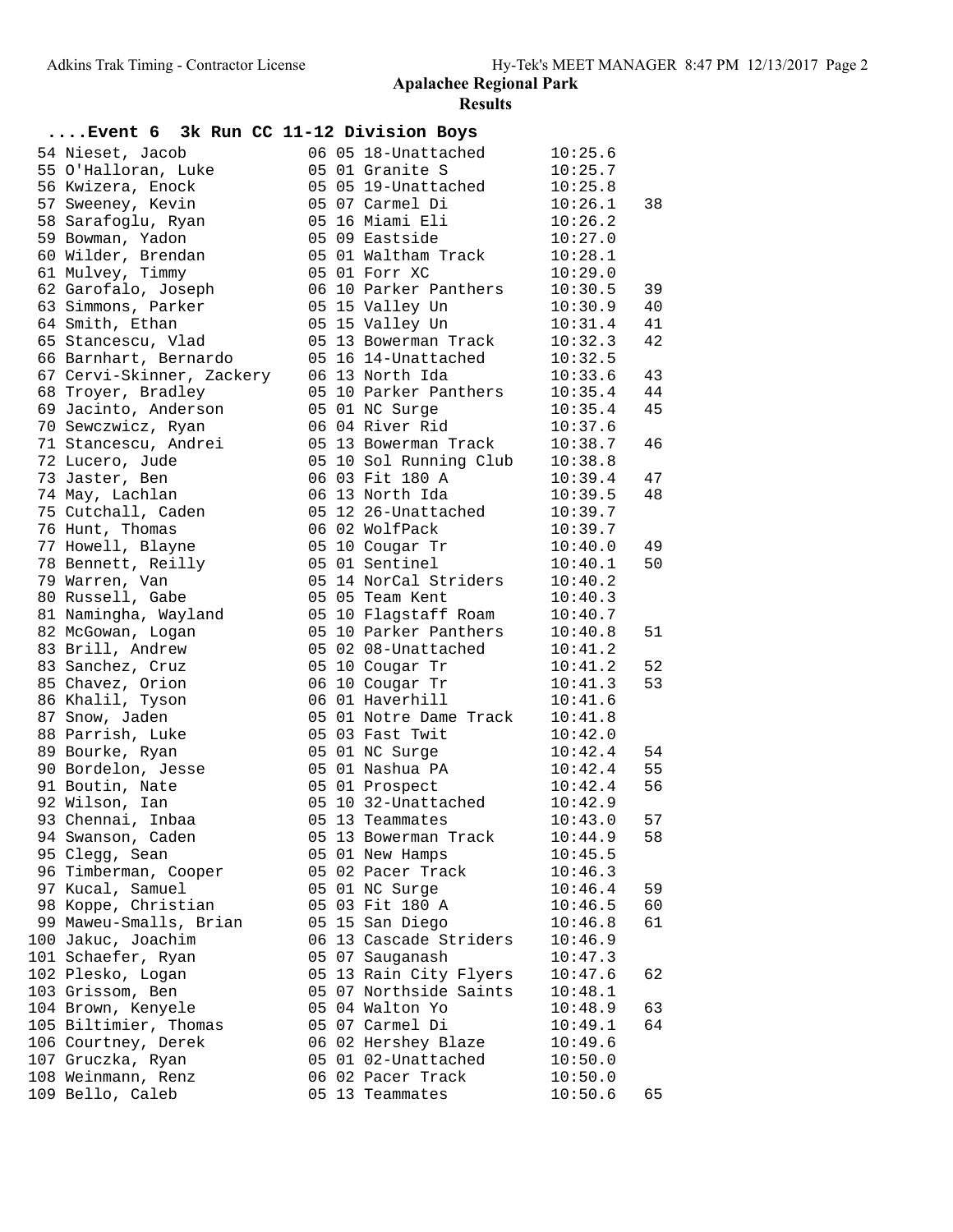## Apalachee Regional Park

### Results

### ....Event 6 3k Run CC 11-12 Division Boys

| Place | Name | Yr | Age | Team | Time | Points |
|---|---|---|---|---|---|---|
| 54 | Nieset, Jacob | 06 | 05 | 18-Unattached | 10:25.6 | |
| 55 | O'Halloran, Luke | 05 | 01 | Granite S | 10:25.7 | |
| 56 | Kwizera, Enock | 05 | 05 | 19-Unattached | 10:25.8 | |
| 57 | Sweeney, Kevin | 05 | 07 | Carmel Di | 10:26.1 | 38 |
| 58 | Sarafoglu, Ryan | 05 | 16 | Miami Eli | 10:26.2 | |
| 59 | Bowman, Yadon | 05 | 09 | Eastside | 10:27.0 | |
| 60 | Wilder, Brendan | 05 | 01 | Waltham Track | 10:28.1 | |
| 61 | Mulvey, Timmy | 05 | 01 | Forr XC | 10:29.0 | |
| 62 | Garofalo, Joseph | 06 | 10 | Parker Panthers | 10:30.5 | 39 |
| 63 | Simmons, Parker | 05 | 15 | Valley Un | 10:30.9 | 40 |
| 64 | Smith, Ethan | 05 | 15 | Valley Un | 10:31.4 | 41 |
| 65 | Stancescu, Vlad | 05 | 13 | Bowerman Track | 10:32.3 | 42 |
| 66 | Barnhart, Bernardo | 05 | 16 | 14-Unattached | 10:32.5 | |
| 67 | Cervi-Skinner, Zackery | 06 | 13 | North Ida | 10:33.6 | 43 |
| 68 | Troyer, Bradley | 05 | 10 | Parker Panthers | 10:35.4 | 44 |
| 69 | Jacinto, Anderson | 05 | 01 | NC Surge | 10:35.4 | 45 |
| 70 | Sewczwicz, Ryan | 06 | 04 | River Rid | 10:37.6 | |
| 71 | Stancescu, Andrei | 05 | 13 | Bowerman Track | 10:38.7 | 46 |
| 72 | Lucero, Jude | 05 | 10 | Sol Running Club | 10:38.8 | |
| 73 | Jaster, Ben | 06 | 03 | Fit 180 A | 10:39.4 | 47 |
| 74 | May, Lachlan | 06 | 13 | North Ida | 10:39.5 | 48 |
| 75 | Cutchall, Caden | 05 | 12 | 26-Unattached | 10:39.7 | |
| 76 | Hunt, Thomas | 06 | 02 | WolfPack | 10:39.7 | |
| 77 | Howell, Blayne | 05 | 10 | Cougar Tr | 10:40.0 | 49 |
| 78 | Bennett, Reilly | 05 | 01 | Sentinel | 10:40.1 | 50 |
| 79 | Warren, Van | 05 | 14 | NorCal Striders | 10:40.2 | |
| 80 | Russell, Gabe | 05 | 05 | Team Kent | 10:40.3 | |
| 81 | Namingha, Wayland | 05 | 10 | Flagstaff Roam | 10:40.7 | |
| 82 | McGowan, Logan | 05 | 10 | Parker Panthers | 10:40.8 | 51 |
| 83 | Brill, Andrew | 05 | 02 | 08-Unattached | 10:41.2 | |
| 83 | Sanchez, Cruz | 05 | 10 | Cougar Tr | 10:41.2 | 52 |
| 85 | Chavez, Orion | 06 | 10 | Cougar Tr | 10:41.3 | 53 |
| 86 | Khalil, Tyson | 06 | 01 | Haverhill | 10:41.6 | |
| 87 | Snow, Jaden | 05 | 01 | Notre Dame Track | 10:41.8 | |
| 88 | Parrish, Luke | 05 | 03 | Fast Twit | 10:42.0 | |
| 89 | Bourke, Ryan | 05 | 01 | NC Surge | 10:42.4 | 54 |
| 90 | Bordelon, Jesse | 05 | 01 | Nashua PA | 10:42.4 | 55 |
| 91 | Boutin, Nate | 05 | 01 | Prospect | 10:42.4 | 56 |
| 92 | Wilson, Ian | 05 | 10 | 32-Unattached | 10:42.9 | |
| 93 | Chennai, Inbaa | 05 | 13 | Teammates | 10:43.0 | 57 |
| 94 | Swanson, Caden | 05 | 13 | Bowerman Track | 10:44.9 | 58 |
| 95 | Clegg, Sean | 05 | 01 | New Hamps | 10:45.5 | |
| 96 | Timberman, Cooper | 05 | 02 | Pacer Track | 10:46.3 | |
| 97 | Kucal, Samuel | 05 | 01 | NC Surge | 10:46.4 | 59 |
| 98 | Koppe, Christian | 05 | 03 | Fit 180 A | 10:46.5 | 60 |
| 99 | Maweu-Smalls, Brian | 05 | 15 | San Diego | 10:46.8 | 61 |
| 100 | Jakuc, Joachim | 06 | 13 | Cascade Striders | 10:46.9 | |
| 101 | Schaefer, Ryan | 05 | 07 | Sauganash | 10:47.3 | |
| 102 | Plesko, Logan | 05 | 13 | Rain City Flyers | 10:47.6 | 62 |
| 103 | Grissom, Ben | 05 | 07 | Northside Saints | 10:48.1 | |
| 104 | Brown, Kenyele | 05 | 04 | Walton Yo | 10:48.9 | 63 |
| 105 | Biltimier, Thomas | 05 | 07 | Carmel Di | 10:49.1 | 64 |
| 106 | Courtney, Derek | 06 | 02 | Hershey Blaze | 10:49.6 | |
| 107 | Gruczka, Ryan | 05 | 01 | 02-Unattached | 10:50.0 | |
| 108 | Weinmann, Renz | 06 | 02 | Pacer Track | 10:50.0 | |
| 109 | Bello, Caleb | 05 | 13 | Teammates | 10:50.6 | 65 |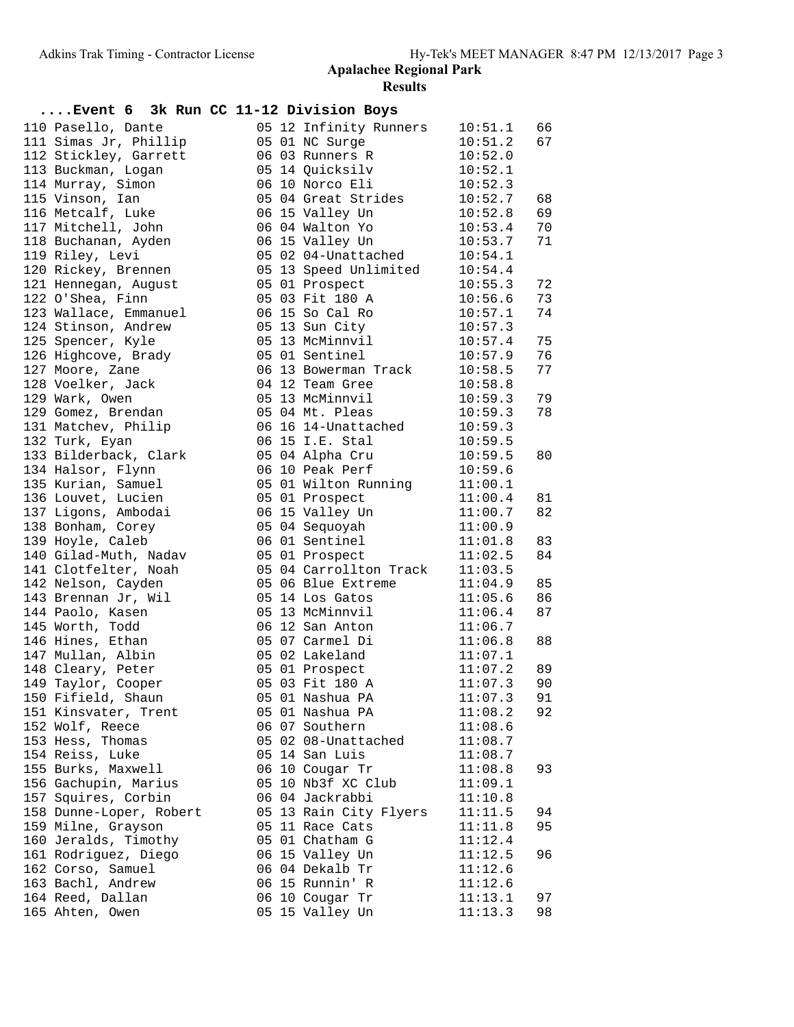## Apalachee Regional Park

### Results

#### ....Event 6 3k Run CC 11-12 Division Boys

| Place | Name | Age | Grade | Team | Time | Points |
|---|---|---|---|---|---|---|
| 110 | Pasello, Dante | 05 | 12 | Infinity Runners | 10:51.1 | 66 |
| 111 | Simas Jr, Phillip | 05 | 01 | NC Surge | 10:51.2 | 67 |
| 112 | Stickley, Garrett | 06 | 03 | Runners R | 10:52.0 | |
| 113 | Buckman, Logan | 05 | 14 | Quicksilv | 10:52.1 | |
| 114 | Murray, Simon | 06 | 10 | Norco Eli | 10:52.3 | |
| 115 | Vinson, Ian | 05 | 04 | Great Strides | 10:52.7 | 68 |
| 116 | Metcalf, Luke | 06 | 15 | Valley Un | 10:52.8 | 69 |
| 117 | Mitchell, John | 06 | 04 | Walton Yo | 10:53.4 | 70 |
| 118 | Buchanan, Ayden | 06 | 15 | Valley Un | 10:53.7 | 71 |
| 119 | Riley, Levi | 05 | 02 | 04-Unattached | 10:54.1 | |
| 120 | Rickey, Brennen | 05 | 13 | Speed Unlimited | 10:54.4 | |
| 121 | Hennegan, August | 05 | 01 | Prospect | 10:55.3 | 72 |
| 122 | O'Shea, Finn | 05 | 03 | Fit 180 A | 10:56.6 | 73 |
| 123 | Wallace, Emmanuel | 06 | 15 | So Cal Ro | 10:57.1 | 74 |
| 124 | Stinson, Andrew | 05 | 13 | Sun City | 10:57.3 | |
| 125 | Spencer, Kyle | 05 | 13 | McMinnvil | 10:57.4 | 75 |
| 126 | Highcove, Brady | 05 | 01 | Sentinel | 10:57.9 | 76 |
| 127 | Moore, Zane | 06 | 13 | Bowerman Track | 10:58.5 | 77 |
| 128 | Voelker, Jack | 04 | 12 | Team Gree | 10:58.8 | |
| 129 | Wark, Owen | 05 | 13 | McMinnvil | 10:59.3 | 79 |
| 129 | Gomez, Brendan | 05 | 04 | Mt. Pleas | 10:59.3 | 78 |
| 131 | Matchev, Philip | 06 | 16 | 14-Unattached | 10:59.3 | |
| 132 | Turk, Eyan | 06 | 15 | I.E. Stal | 10:59.5 | |
| 133 | Bilderback, Clark | 05 | 04 | Alpha Cru | 10:59.5 | 80 |
| 134 | Halsor, Flynn | 06 | 10 | Peak Perf | 10:59.6 | |
| 135 | Kurian, Samuel | 05 | 01 | Wilton Running | 11:00.1 | |
| 136 | Louvet, Lucien | 05 | 01 | Prospect | 11:00.4 | 81 |
| 137 | Ligons, Ambodai | 06 | 15 | Valley Un | 11:00.7 | 82 |
| 138 | Bonham, Corey | 05 | 04 | Sequoyah | 11:00.9 | |
| 139 | Hoyle, Caleb | 06 | 01 | Sentinel | 11:01.8 | 83 |
| 140 | Gilad-Muth, Nadav | 05 | 01 | Prospect | 11:02.5 | 84 |
| 141 | Clotfelter, Noah | 05 | 04 | Carrollton Track | 11:03.5 | |
| 142 | Nelson, Cayden | 05 | 06 | Blue Extreme | 11:04.9 | 85 |
| 143 | Brennan Jr, Wil | 05 | 14 | Los Gatos | 11:05.6 | 86 |
| 144 | Paolo, Kasen | 05 | 13 | McMinnvil | 11:06.4 | 87 |
| 145 | Worth, Todd | 06 | 12 | San Anton | 11:06.7 | |
| 146 | Hines, Ethan | 05 | 07 | Carmel Di | 11:06.8 | 88 |
| 147 | Mullan, Albin | 05 | 02 | Lakeland | 11:07.1 | |
| 148 | Cleary, Peter | 05 | 01 | Prospect | 11:07.2 | 89 |
| 149 | Taylor, Cooper | 05 | 03 | Fit 180 A | 11:07.3 | 90 |
| 150 | Fifield, Shaun | 05 | 01 | Nashua PA | 11:07.3 | 91 |
| 151 | Kinsvater, Trent | 05 | 01 | Nashua PA | 11:08.2 | 92 |
| 152 | Wolf, Reece | 06 | 07 | Southern | 11:08.6 | |
| 153 | Hess, Thomas | 05 | 02 | 08-Unattached | 11:08.7 | |
| 154 | Reiss, Luke | 05 | 14 | San Luis | 11:08.7 | |
| 155 | Burks, Maxwell | 06 | 10 | Cougar Tr | 11:08.8 | 93 |
| 156 | Gachupin, Marius | 05 | 10 | Nb3f XC Club | 11:09.1 | |
| 157 | Squires, Corbin | 06 | 04 | Jackrabbi | 11:10.8 | |
| 158 | Dunne-Loper, Robert | 05 | 13 | Rain City Flyers | 11:11.5 | 94 |
| 159 | Milne, Grayson | 05 | 11 | Race Cats | 11:11.8 | 95 |
| 160 | Jeralds, Timothy | 05 | 01 | Chatham G | 11:12.4 | |
| 161 | Rodriguez, Diego | 06 | 15 | Valley Un | 11:12.5 | 96 |
| 162 | Corso, Samuel | 06 | 04 | Dekalb Tr | 11:12.6 | |
| 163 | Bachl, Andrew | 06 | 15 | Runnin' R | 11:12.6 | |
| 164 | Reed, Dallan | 06 | 10 | Cougar Tr | 11:13.1 | 97 |
| 165 | Ahten, Owen | 05 | 15 | Valley Un | 11:13.3 | 98 |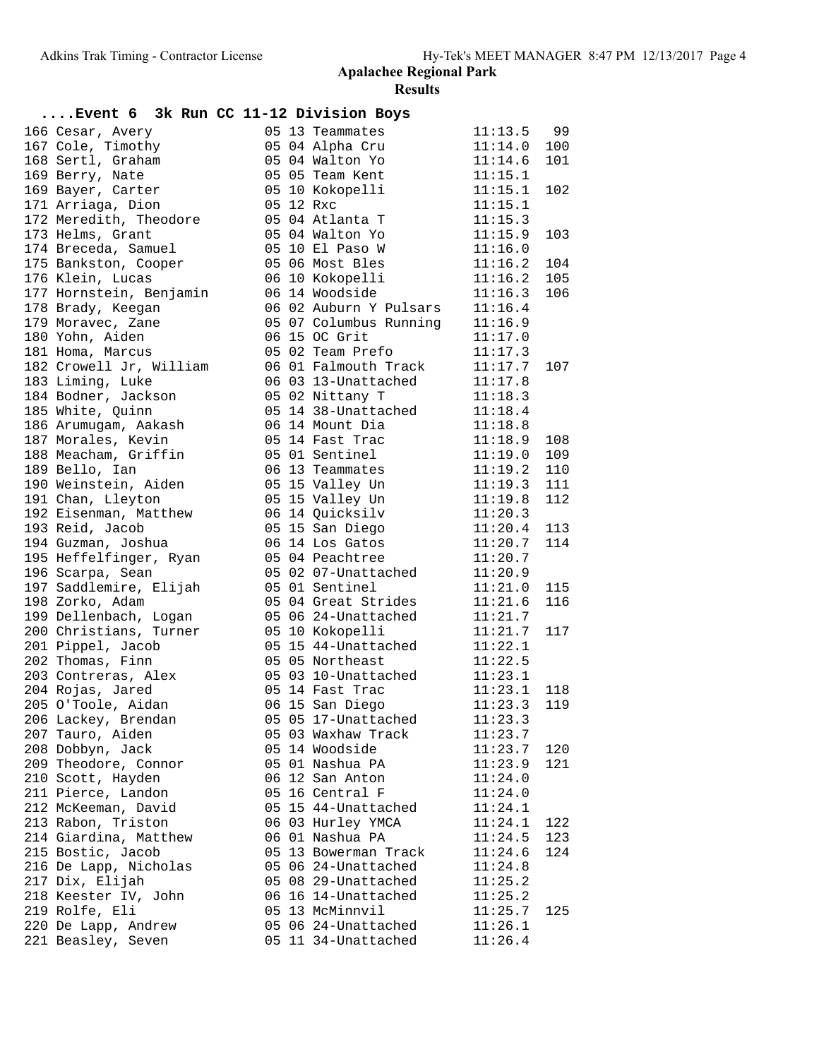# Apalachee Regional Park

## Results

### ....Event 6 3k Run CC 11-12 Division Boys

| Place | Name | Grade | Age | Team | Time | Points |
|---|---|---|---|---|---|---|
| 166 | Cesar, Avery | 05 | 13 | Teammates | 11:13.5 | 99 |
| 167 | Cole, Timothy | 05 | 04 | Alpha Cru | 11:14.0 | 100 |
| 168 | Sertl, Graham | 05 | 04 | Walton Yo | 11:14.6 | 101 |
| 169 | Berry, Nate | 05 | 05 | Team Kent | 11:15.1 | |
| 169 | Bayer, Carter | 05 | 10 | Kokopelli | 11:15.1 | 102 |
| 171 | Arriaga, Dion | 05 | 12 | Rxc | 11:15.1 | |
| 172 | Meredith, Theodore | 05 | 04 | Atlanta T | 11:15.3 | |
| 173 | Helms, Grant | 05 | 04 | Walton Yo | 11:15.9 | 103 |
| 174 | Breceda, Samuel | 05 | 10 | El Paso W | 11:16.0 | |
| 175 | Bankston, Cooper | 05 | 06 | Most Bles | 11:16.2 | 104 |
| 176 | Klein, Lucas | 06 | 10 | Kokopelli | 11:16.2 | 105 |
| 177 | Hornstein, Benjamin | 06 | 14 | Woodside | 11:16.3 | 106 |
| 178 | Brady, Keegan | 06 | 02 | Auburn Y Pulsars | 11:16.4 | |
| 179 | Moravec, Zane | 05 | 07 | Columbus Running | 11:16.9 | |
| 180 | Yohn, Aiden | 06 | 15 | OC Grit | 11:17.0 | |
| 181 | Homa, Marcus | 05 | 02 | Team Prefo | 11:17.3 | |
| 182 | Crowell Jr, William | 06 | 01 | Falmouth Track | 11:17.7 | 107 |
| 183 | Liming, Luke | 06 | 03 | 13-Unattached | 11:17.8 | |
| 184 | Bodner, Jackson | 05 | 02 | Nittany T | 11:18.3 | |
| 185 | White, Quinn | 05 | 14 | 38-Unattached | 11:18.4 | |
| 186 | Arumugam, Aakash | 06 | 14 | Mount Dia | 11:18.8 | |
| 187 | Morales, Kevin | 05 | 14 | Fast Trac | 11:18.9 | 108 |
| 188 | Meacham, Griffin | 05 | 01 | Sentinel | 11:19.0 | 109 |
| 189 | Bello, Ian | 06 | 13 | Teammates | 11:19.2 | 110 |
| 190 | Weinstein, Aiden | 05 | 15 | Valley Un | 11:19.3 | 111 |
| 191 | Chan, Lleyton | 05 | 15 | Valley Un | 11:19.8 | 112 |
| 192 | Eisenman, Matthew | 06 | 14 | Quicksilv | 11:20.3 | |
| 193 | Reid, Jacob | 05 | 15 | San Diego | 11:20.4 | 113 |
| 194 | Guzman, Joshua | 06 | 14 | Los Gatos | 11:20.7 | 114 |
| 195 | Heffelfinger, Ryan | 05 | 04 | Peachtree | 11:20.7 | |
| 196 | Scarpa, Sean | 05 | 02 | 07-Unattached | 11:20.9 | |
| 197 | Saddlemire, Elijah | 05 | 01 | Sentinel | 11:21.0 | 115 |
| 198 | Zorko, Adam | 05 | 04 | Great Strides | 11:21.6 | 116 |
| 199 | Dellenbach, Logan | 05 | 06 | 24-Unattached | 11:21.7 | |
| 200 | Christians, Turner | 05 | 10 | Kokopelli | 11:21.7 | 117 |
| 201 | Pippel, Jacob | 05 | 15 | 44-Unattached | 11:22.1 | |
| 202 | Thomas, Finn | 05 | 05 | Northeast | 11:22.5 | |
| 203 | Contreras, Alex | 05 | 03 | 10-Unattached | 11:23.1 | |
| 204 | Rojas, Jared | 05 | 14 | Fast Trac | 11:23.1 | 118 |
| 205 | O'Toole, Aidan | 06 | 15 | San Diego | 11:23.3 | 119 |
| 206 | Lackey, Brendan | 05 | 05 | 17-Unattached | 11:23.3 | |
| 207 | Tauro, Aiden | 05 | 03 | Waxhaw Track | 11:23.7 | |
| 208 | Dobbyn, Jack | 05 | 14 | Woodside | 11:23.7 | 120 |
| 209 | Theodore, Connor | 05 | 01 | Nashua PA | 11:23.9 | 121 |
| 210 | Scott, Hayden | 06 | 12 | San Anton | 11:24.0 | |
| 211 | Pierce, Landon | 05 | 16 | Central F | 11:24.0 | |
| 212 | McKeeman, David | 05 | 15 | 44-Unattached | 11:24.1 | |
| 213 | Rabon, Triston | 06 | 03 | Hurley YMCA | 11:24.1 | 122 |
| 214 | Giardina, Matthew | 06 | 01 | Nashua PA | 11:24.5 | 123 |
| 215 | Bostic, Jacob | 05 | 13 | Bowerman Track | 11:24.6 | 124 |
| 216 | De Lapp, Nicholas | 05 | 06 | 24-Unattached | 11:24.8 | |
| 217 | Dix, Elijah | 05 | 08 | 29-Unattached | 11:25.2 | |
| 218 | Keester IV, John | 06 | 16 | 14-Unattached | 11:25.2 | |
| 219 | Rolfe, Eli | 05 | 13 | McMinnvil | 11:25.7 | 125 |
| 220 | De Lapp, Andrew | 05 | 06 | 24-Unattached | 11:26.1 | |
| 221 | Beasley, Seven | 05 | 11 | 34-Unattached | 11:26.4 | |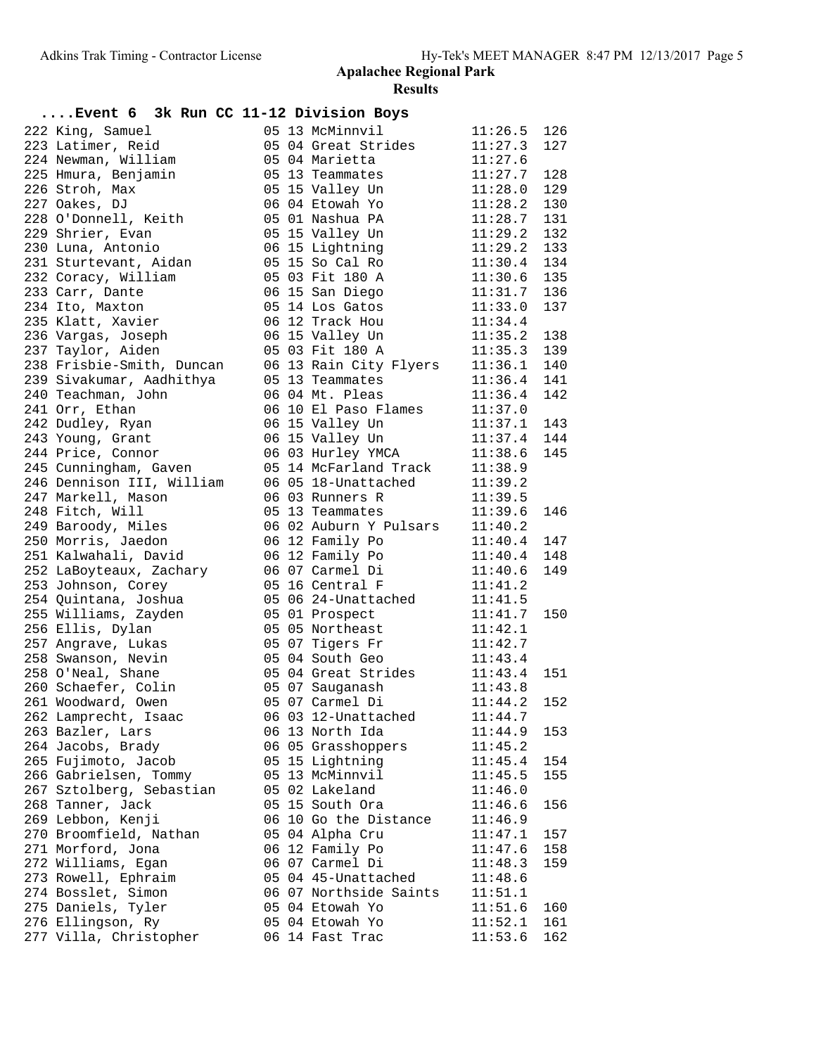# Apalachee Regional Park

## Results

### ....Event 6 3k Run CC 11-12 Division Boys

| Place | Name | Age | Grade | Team | Time | Points |
|---|---|---|---|---|---|---|
| 222 | King, Samuel | 05 | 13 | McMinnvil | 11:26.5 | 126 |
| 223 | Latimer, Reid | 05 | 04 | Great Strides | 11:27.3 | 127 |
| 224 | Newman, William | 05 | 04 | Marietta | 11:27.6 | |
| 225 | Hmura, Benjamin | 05 | 13 | Teammates | 11:27.7 | 128 |
| 226 | Stroh, Max | 05 | 15 | Valley Un | 11:28.0 | 129 |
| 227 | Oakes, DJ | 06 | 04 | Etowah Yo | 11:28.2 | 130 |
| 228 | O'Donnell, Keith | 05 | 01 | Nashua PA | 11:28.7 | 131 |
| 229 | Shrier, Evan | 05 | 15 | Valley Un | 11:29.2 | 132 |
| 230 | Luna, Antonio | 06 | 15 | Lightning | 11:29.2 | 133 |
| 231 | Sturtevant, Aidan | 05 | 15 | So Cal Ro | 11:30.4 | 134 |
| 232 | Coracy, William | 05 | 03 | Fit 180 A | 11:30.6 | 135 |
| 233 | Carr, Dante | 06 | 15 | San Diego | 11:31.7 | 136 |
| 234 | Ito, Maxton | 05 | 14 | Los Gatos | 11:33.0 | 137 |
| 235 | Klatt, Xavier | 06 | 12 | Track Hou | 11:34.4 | |
| 236 | Vargas, Joseph | 06 | 15 | Valley Un | 11:35.2 | 138 |
| 237 | Taylor, Aiden | 05 | 03 | Fit 180 A | 11:35.3 | 139 |
| 238 | Frisbie-Smith, Duncan | 06 | 13 | Rain City Flyers | 11:36.1 | 140 |
| 239 | Sivakumar, Aadhithya | 05 | 13 | Teammates | 11:36.4 | 141 |
| 240 | Teachman, John | 06 | 04 | Mt. Pleas | 11:36.4 | 142 |
| 241 | Orr, Ethan | 06 | 10 | El Paso Flames | 11:37.0 | |
| 242 | Dudley, Ryan | 06 | 15 | Valley Un | 11:37.1 | 143 |
| 243 | Young, Grant | 06 | 15 | Valley Un | 11:37.4 | 144 |
| 244 | Price, Connor | 06 | 03 | Hurley YMCA | 11:38.6 | 145 |
| 245 | Cunningham, Gaven | 05 | 14 | McFarland Track | 11:38.9 | |
| 246 | Dennison III, William | 06 | 05 | 18-Unattached | 11:39.2 | |
| 247 | Markell, Mason | 06 | 03 | Runners R | 11:39.5 | |
| 248 | Fitch, Will | 05 | 13 | Teammates | 11:39.6 | 146 |
| 249 | Baroody, Miles | 06 | 02 | Auburn Y Pulsars | 11:40.2 | |
| 250 | Morris, Jaedon | 06 | 12 | Family Po | 11:40.4 | 147 |
| 251 | Kalwahali, David | 06 | 12 | Family Po | 11:40.4 | 148 |
| 252 | LaBoyteaux, Zachary | 06 | 07 | Carmel Di | 11:40.6 | 149 |
| 253 | Johnson, Corey | 05 | 16 | Central F | 11:41.2 | |
| 254 | Quintana, Joshua | 05 | 06 | 24-Unattached | 11:41.5 | |
| 255 | Williams, Zayden | 05 | 01 | Prospect | 11:41.7 | 150 |
| 256 | Ellis, Dylan | 05 | 05 | Northeast | 11:42.1 | |
| 257 | Angrave, Lukas | 05 | 07 | Tigers Fr | 11:42.7 | |
| 258 | Swanson, Nevin | 05 | 04 | South Geo | 11:43.4 | |
| 258 | O'Neal, Shane | 05 | 04 | Great Strides | 11:43.4 | 151 |
| 260 | Schaefer, Colin | 05 | 07 | Sauganash | 11:43.8 | |
| 261 | Woodward, Owen | 05 | 07 | Carmel Di | 11:44.2 | 152 |
| 262 | Lamprecht, Isaac | 06 | 03 | 12-Unattached | 11:44.7 | |
| 263 | Bazler, Lars | 06 | 13 | North Ida | 11:44.9 | 153 |
| 264 | Jacobs, Brady | 06 | 05 | Grasshoppers | 11:45.2 | |
| 265 | Fujimoto, Jacob | 05 | 15 | Lightning | 11:45.4 | 154 |
| 266 | Gabrielsen, Tommy | 05 | 13 | McMinnvil | 11:45.5 | 155 |
| 267 | Sztolberg, Sebastian | 05 | 02 | Lakeland | 11:46.0 | |
| 268 | Tanner, Jack | 05 | 15 | South Ora | 11:46.6 | 156 |
| 269 | Lebbon, Kenji | 06 | 10 | Go the Distance | 11:46.9 | |
| 270 | Broomfield, Nathan | 05 | 04 | Alpha Cru | 11:47.1 | 157 |
| 271 | Morford, Jona | 06 | 12 | Family Po | 11:47.6 | 158 |
| 272 | Williams, Egan | 06 | 07 | Carmel Di | 11:48.3 | 159 |
| 273 | Rowell, Ephraim | 05 | 04 | 45-Unattached | 11:48.6 | |
| 274 | Bosslet, Simon | 06 | 07 | Northside Saints | 11:51.1 | |
| 275 | Daniels, Tyler | 05 | 04 | Etowah Yo | 11:51.6 | 160 |
| 276 | Ellingson, Ry | 05 | 04 | Etowah Yo | 11:52.1 | 161 |
| 277 | Villa, Christopher | 06 | 14 | Fast Trac | 11:53.6 | 162 |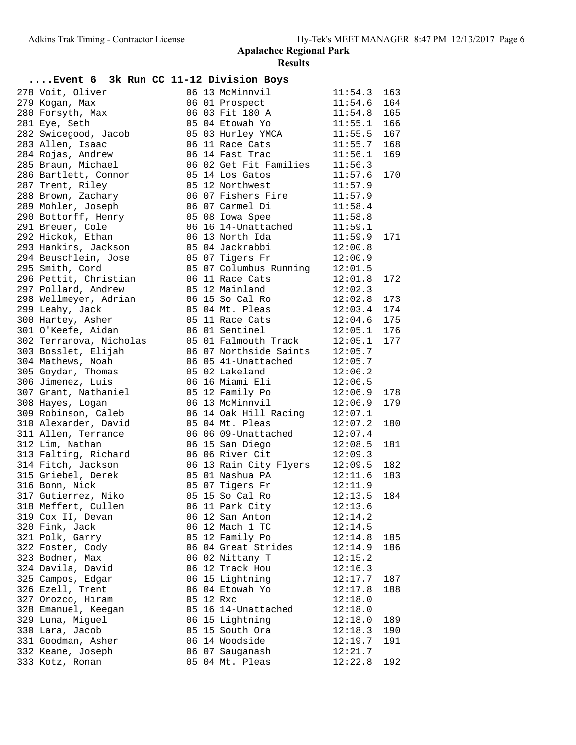# Apalachee Regional Park

## Results

### ....Event 6 3k Run CC 11-12 Division Boys

| Place | Name | Age | Sec | Team | Time | Points |
|---|---|---|---|---|---|---|
| 278 | Voit, Oliver | 06 | 13 | McMinnvil | 11:54.3 | 163 |
| 279 | Kogan, Max | 06 | 01 | Prospect | 11:54.6 | 164 |
| 280 | Forsyth, Max | 06 | 03 | Fit 180 A | 11:54.8 | 165 |
| 281 | Eye, Seth | 05 | 04 | Etowah Yo | 11:55.1 | 166 |
| 282 | Swicegood, Jacob | 05 | 03 | Hurley YMCA | 11:55.5 | 167 |
| 283 | Allen, Isaac | 06 | 11 | Race Cats | 11:55.7 | 168 |
| 284 | Rojas, Andrew | 06 | 14 | Fast Trac | 11:56.1 | 169 |
| 285 | Braun, Michael | 06 | 02 | Get Fit Families | 11:56.3 | |
| 286 | Bartlett, Connor | 05 | 14 | Los Gatos | 11:57.6 | 170 |
| 287 | Trent, Riley | 05 | 12 | Northwest | 11:57.9 | |
| 288 | Brown, Zachary | 06 | 07 | Fishers Fire | 11:57.9 | |
| 289 | Mohler, Joseph | 06 | 07 | Carmel Di | 11:58.4 | |
| 290 | Bottorff, Henry | 05 | 08 | Iowa Spee | 11:58.8 | |
| 291 | Breuer, Cole | 06 | 16 | 14-Unattached | 11:59.1 | |
| 292 | Hickok, Ethan | 06 | 13 | North Ida | 11:59.9 | 171 |
| 293 | Hankins, Jackson | 05 | 04 | Jackrabbi | 12:00.8 | |
| 294 | Beuschlein, Jose | 05 | 07 | Tigers Fr | 12:00.9 | |
| 295 | Smith, Cord | 05 | 07 | Columbus Running | 12:01.5 | |
| 296 | Pettit, Christian | 06 | 11 | Race Cats | 12:01.8 | 172 |
| 297 | Pollard, Andrew | 05 | 12 | Mainland | 12:02.3 | |
| 298 | Wellmeyer, Adrian | 06 | 15 | So Cal Ro | 12:02.8 | 173 |
| 299 | Leahy, Jack | 05 | 04 | Mt. Pleas | 12:03.4 | 174 |
| 300 | Hartey, Asher | 05 | 11 | Race Cats | 12:04.6 | 175 |
| 301 | O'Keefe, Aidan | 06 | 01 | Sentinel | 12:05.1 | 176 |
| 302 | Terranova, Nicholas | 05 | 01 | Falmouth Track | 12:05.1 | 177 |
| 303 | Bosslet, Elijah | 06 | 07 | Northside Saints | 12:05.7 | |
| 304 | Mathews, Noah | 06 | 05 | 41-Unattached | 12:05.7 | |
| 305 | Goydan, Thomas | 05 | 02 | Lakeland | 12:06.2 | |
| 306 | Jimenez, Luis | 06 | 16 | Miami Eli | 12:06.5 | |
| 307 | Grant, Nathaniel | 05 | 12 | Family Po | 12:06.9 | 178 |
| 308 | Hayes, Logan | 06 | 13 | McMinnvil | 12:06.9 | 179 |
| 309 | Robinson, Caleb | 06 | 14 | Oak Hill Racing | 12:07.1 | |
| 310 | Alexander, David | 05 | 04 | Mt. Pleas | 12:07.2 | 180 |
| 311 | Allen, Terrance | 06 | 06 | 09-Unattached | 12:07.4 | |
| 312 | Lim, Nathan | 06 | 15 | San Diego | 12:08.5 | 181 |
| 313 | Falting, Richard | 06 | 06 | River Cit | 12:09.3 | |
| 314 | Fitch, Jackson | 06 | 13 | Rain City Flyers | 12:09.5 | 182 |
| 315 | Griebel, Derek | 05 | 01 | Nashua PA | 12:11.6 | 183 |
| 316 | Bonn, Nick | 05 | 07 | Tigers Fr | 12:11.9 | |
| 317 | Gutierrez, Niko | 05 | 15 | So Cal Ro | 12:13.5 | 184 |
| 318 | Meffert, Cullen | 06 | 11 | Park City | 12:13.6 | |
| 319 | Cox II, Devan | 06 | 12 | San Anton | 12:14.2 | |
| 320 | Fink, Jack | 06 | 12 | Mach 1 TC | 12:14.5 | |
| 321 | Polk, Garry | 05 | 12 | Family Po | 12:14.8 | 185 |
| 322 | Foster, Cody | 06 | 04 | Great Strides | 12:14.9 | 186 |
| 323 | Bodner, Max | 06 | 02 | Nittany T | 12:15.2 | |
| 324 | Davila, David | 06 | 12 | Track Hou | 12:16.3 | |
| 325 | Campos, Edgar | 06 | 15 | Lightning | 12:17.7 | 187 |
| 326 | Ezell, Trent | 06 | 04 | Etowah Yo | 12:17.8 | 188 |
| 327 | Orozco, Hiram | 05 | 12 | Rxc | 12:18.0 | |
| 328 | Emanuel, Keegan | 05 | 16 | 14-Unattached | 12:18.0 | |
| 329 | Luna, Miguel | 06 | 15 | Lightning | 12:18.0 | 189 |
| 330 | Lara, Jacob | 05 | 15 | South Ora | 12:18.3 | 190 |
| 331 | Goodman, Asher | 06 | 14 | Woodside | 12:19.7 | 191 |
| 332 | Keane, Joseph | 06 | 07 | Sauganash | 12:21.7 | |
| 333 | Kotz, Ronan | 05 | 04 | Mt. Pleas | 12:22.8 | 192 |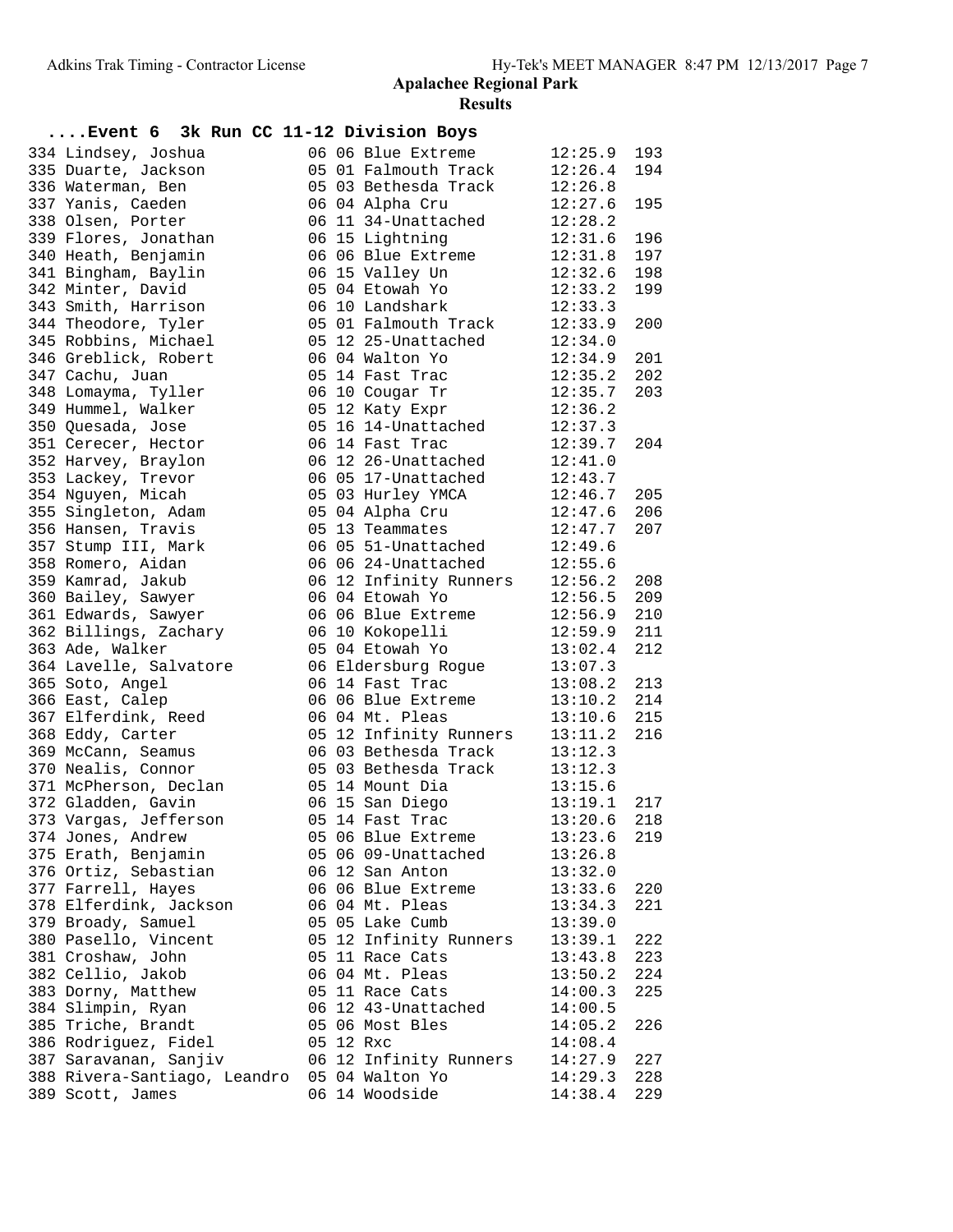## Apalachee Regional Park

### Results

#### ....Event 6 3k Run CC 11-12 Division Boys

| Place | Name | Age | Grade/Team | Time | Points |
|---|---|---|---|---|---|
| 334 | Lindsey, Joshua | 06 | 06 Blue Extreme | 12:25.9 | 193 |
| 335 | Duarte, Jackson | 05 | 01 Falmouth Track | 12:26.4 | 194 |
| 336 | Waterman, Ben | 05 | 03 Bethesda Track | 12:26.8 | |
| 337 | Yanis, Caeden | 06 | 04 Alpha Cru | 12:27.6 | 195 |
| 338 | Olsen, Porter | 06 | 11 34-Unattached | 12:28.2 | |
| 339 | Flores, Jonathan | 06 | 15 Lightning | 12:31.6 | 196 |
| 340 | Heath, Benjamin | 06 | 06 Blue Extreme | 12:31.8 | 197 |
| 341 | Bingham, Baylin | 06 | 15 Valley Un | 12:32.6 | 198 |
| 342 | Minter, David | 05 | 04 Etowah Yo | 12:33.2 | 199 |
| 343 | Smith, Harrison | 06 | 10 Landshark | 12:33.3 | |
| 344 | Theodore, Tyler | 05 | 01 Falmouth Track | 12:33.9 | 200 |
| 345 | Robbins, Michael | 05 | 12 25-Unattached | 12:34.0 | |
| 346 | Greblick, Robert | 06 | 04 Walton Yo | 12:34.9 | 201 |
| 347 | Cachu, Juan | 05 | 14 Fast Trac | 12:35.2 | 202 |
| 348 | Lomayma, Tyller | 06 | 10 Cougar Tr | 12:35.7 | 203 |
| 349 | Hummel, Walker | 05 | 12 Katy Expr | 12:36.2 | |
| 350 | Quesada, Jose | 05 | 16 14-Unattached | 12:37.3 | |
| 351 | Cerecer, Hector | 06 | 14 Fast Trac | 12:39.7 | 204 |
| 352 | Harvey, Braylon | 06 | 12 26-Unattached | 12:41.0 | |
| 353 | Lackey, Trevor | 06 | 05 17-Unattached | 12:43.7 | |
| 354 | Nguyen, Micah | 05 | 03 Hurley YMCA | 12:46.7 | 205 |
| 355 | Singleton, Adam | 05 | 04 Alpha Cru | 12:47.6 | 206 |
| 356 | Hansen, Travis | 05 | 13 Teammates | 12:47.7 | 207 |
| 357 | Stump III, Mark | 06 | 05 51-Unattached | 12:49.6 | |
| 358 | Romero, Aidan | 06 | 06 24-Unattached | 12:55.6 | |
| 359 | Kamrad, Jakub | 06 | 12 Infinity Runners | 12:56.2 | 208 |
| 360 | Bailey, Sawyer | 06 | 04 Etowah Yo | 12:56.5 | 209 |
| 361 | Edwards, Sawyer | 06 | 06 Blue Extreme | 12:56.9 | 210 |
| 362 | Billings, Zachary | 06 | 10 Kokopelli | 12:59.9 | 211 |
| 363 | Ade, Walker | 05 | 04 Etowah Yo | 13:02.4 | 212 |
| 364 | Lavelle, Salvatore | 06 | Eldersburg Rogue | 13:07.3 | |
| 365 | Soto, Angel | 06 | 14 Fast Trac | 13:08.2 | 213 |
| 366 | East, Calep | 06 | 06 Blue Extreme | 13:10.2 | 214 |
| 367 | Elferdink, Reed | 06 | 04 Mt. Pleas | 13:10.6 | 215 |
| 368 | Eddy, Carter | 05 | 12 Infinity Runners | 13:11.2 | 216 |
| 369 | McCann, Seamus | 06 | 03 Bethesda Track | 13:12.3 | |
| 370 | Nealis, Connor | 05 | 03 Bethesda Track | 13:12.3 | |
| 371 | McPherson, Declan | 05 | 14 Mount Dia | 13:15.6 | |
| 372 | Gladden, Gavin | 06 | 15 San Diego | 13:19.1 | 217 |
| 373 | Vargas, Jefferson | 05 | 14 Fast Trac | 13:20.6 | 218 |
| 374 | Jones, Andrew | 05 | 06 Blue Extreme | 13:23.6 | 219 |
| 375 | Erath, Benjamin | 05 | 06 09-Unattached | 13:26.8 | |
| 376 | Ortiz, Sebastian | 06 | 12 San Anton | 13:32.0 | |
| 377 | Farrell, Hayes | 06 | 06 Blue Extreme | 13:33.6 | 220 |
| 378 | Elferdink, Jackson | 06 | 04 Mt. Pleas | 13:34.3 | 221 |
| 379 | Broady, Samuel | 05 | 05 Lake Cumb | 13:39.0 | |
| 380 | Pasello, Vincent | 05 | 12 Infinity Runners | 13:39.1 | 222 |
| 381 | Croshaw, John | 05 | 11 Race Cats | 13:43.8 | 223 |
| 382 | Cellio, Jakob | 06 | 04 Mt. Pleas | 13:50.2 | 224 |
| 383 | Dorny, Matthew | 05 | 11 Race Cats | 14:00.3 | 225 |
| 384 | Slimpin, Ryan | 06 | 12 43-Unattached | 14:00.5 | |
| 385 | Triche, Brandt | 05 | 06 Most Bles | 14:05.2 | 226 |
| 386 | Rodriguez, Fidel | 05 | 12 Rxc | 14:08.4 | |
| 387 | Saravanan, Sanjiv | 06 | 12 Infinity Runners | 14:27.9 | 227 |
| 388 | Rivera-Santiago, Leandro | 05 | 04 Walton Yo | 14:29.3 | 228 |
| 389 | Scott, James | 06 | 14 Woodside | 14:38.4 | 229 |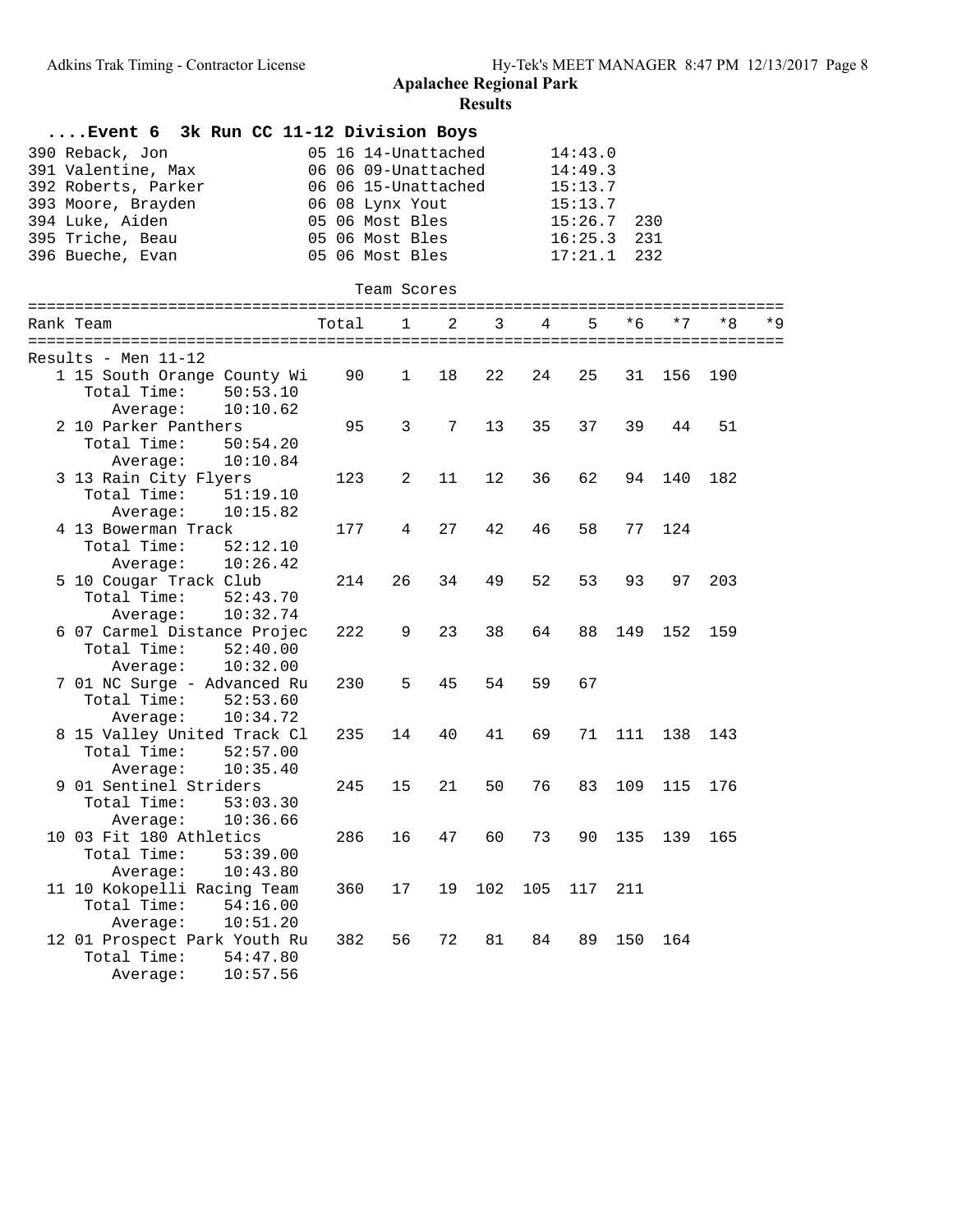# Apalachee Regional Park

## Results

### ....Event 6 3k Run CC 11-12 Division Boys

| Place | Name | Age | Grade | Team | Time | Points |
|---|---|---|---|---|---|---|
| 390 | Reback, Jon | 05 | 16 | 14-Unattached | 14:43.0 | |
| 391 | Valentine, Max | 06 | 06 | 09-Unattached | 14:49.3 | |
| 392 | Roberts, Parker | 06 | 06 | 15-Unattached | 15:13.7 | |
| 393 | Moore, Brayden | 06 | 08 | Lynx Yout | 15:13.7 | |
| 394 | Luke, Aiden | 05 | 06 | Most Bles | 15:26.7 | 230 |
| 395 | Triche, Beau | 05 | 06 | Most Bles | 16:25.3 | 231 |
| 396 | Bueche, Evan | 05 | 06 | Most Bles | 17:21.1 | 232 |

### Team Scores

Results - Men 11-12

| Rank | Team | Total | 1 | 2 | 3 | 4 | 5 | *6 | *7 | *8 | *9 |
|---|---|---|---|---|---|---|---|---|---|---|---|
| 1 | 15 South Orange County Wi | 90 | 1 | 18 | 22 | 24 | 25 | 31 | 156 | 190 | |
| | Total Time: 50:53.10 | | | | | | | | | | |
| | Average: 10:10.62 | | | | | | | | | | |
| 2 | 10 Parker Panthers | 95 | 3 | 7 | 13 | 35 | 37 | 39 | 44 | 51 | |
| | Total Time: 50:54.20 | | | | | | | | | | |
| | Average: 10:10.84 | | | | | | | | | | |
| 3 | 13 Rain City Flyers | 123 | 2 | 11 | 12 | 36 | 62 | 94 | 140 | 182 | |
| | Total Time: 51:19.10 | | | | | | | | | | |
| | Average: 10:15.82 | | | | | | | | | | |
| 4 | 13 Bowerman Track | 177 | 4 | 27 | 42 | 46 | 58 | 77 | 124 | | |
| | Total Time: 52:12.10 | | | | | | | | | | |
| | Average: 10:26.42 | | | | | | | | | | |
| 5 | 10 Cougar Track Club | 214 | 26 | 34 | 49 | 52 | 53 | 93 | 97 | 203 | |
| | Total Time: 52:43.70 | | | | | | | | | | |
| | Average: 10:32.74 | | | | | | | | | | |
| 6 | 07 Carmel Distance Projec | 222 | 9 | 23 | 38 | 64 | 88 | 149 | 152 | 159 | |
| | Total Time: 52:40.00 | | | | | | | | | | |
| | Average: 10:32.00 | | | | | | | | | | |
| 7 | 01 NC Surge - Advanced Ru | 230 | 5 | 45 | 54 | 59 | 67 | | | | |
| | Total Time: 52:53.60 | | | | | | | | | | |
| | Average: 10:34.72 | | | | | | | | | | |
| 8 | 15 Valley United Track Cl | 235 | 14 | 40 | 41 | 69 | 71 | 111 | 138 | 143 | |
| | Total Time: 52:57.00 | | | | | | | | | | |
| | Average: 10:35.40 | | | | | | | | | | |
| 9 | 01 Sentinel Striders | 245 | 15 | 21 | 50 | 76 | 83 | 109 | 115 | 176 | |
| | Total Time: 53:03.30 | | | | | | | | | | |
| | Average: 10:36.66 | | | | | | | | | | |
| 10 | 03 Fit 180 Athletics | 286 | 16 | 47 | 60 | 73 | 90 | 135 | 139 | 165 | |
| | Total Time: 53:39.00 | | | | | | | | | | |
| | Average: 10:43.80 | | | | | | | | | | |
| 11 | 10 Kokopelli Racing Team | 360 | 17 | 19 | 102 | 105 | 117 | 211 | | | |
| | Total Time: 54:16.00 | | | | | | | | | | |
| | Average: 10:51.20 | | | | | | | | | | |
| 12 | 01 Prospect Park Youth Ru | 382 | 56 | 72 | 81 | 84 | 89 | 150 | 164 | | |
| | Total Time: 54:47.80 | | | | | | | | | | |
| | Average: 10:57.56 | | | | | | | | | | |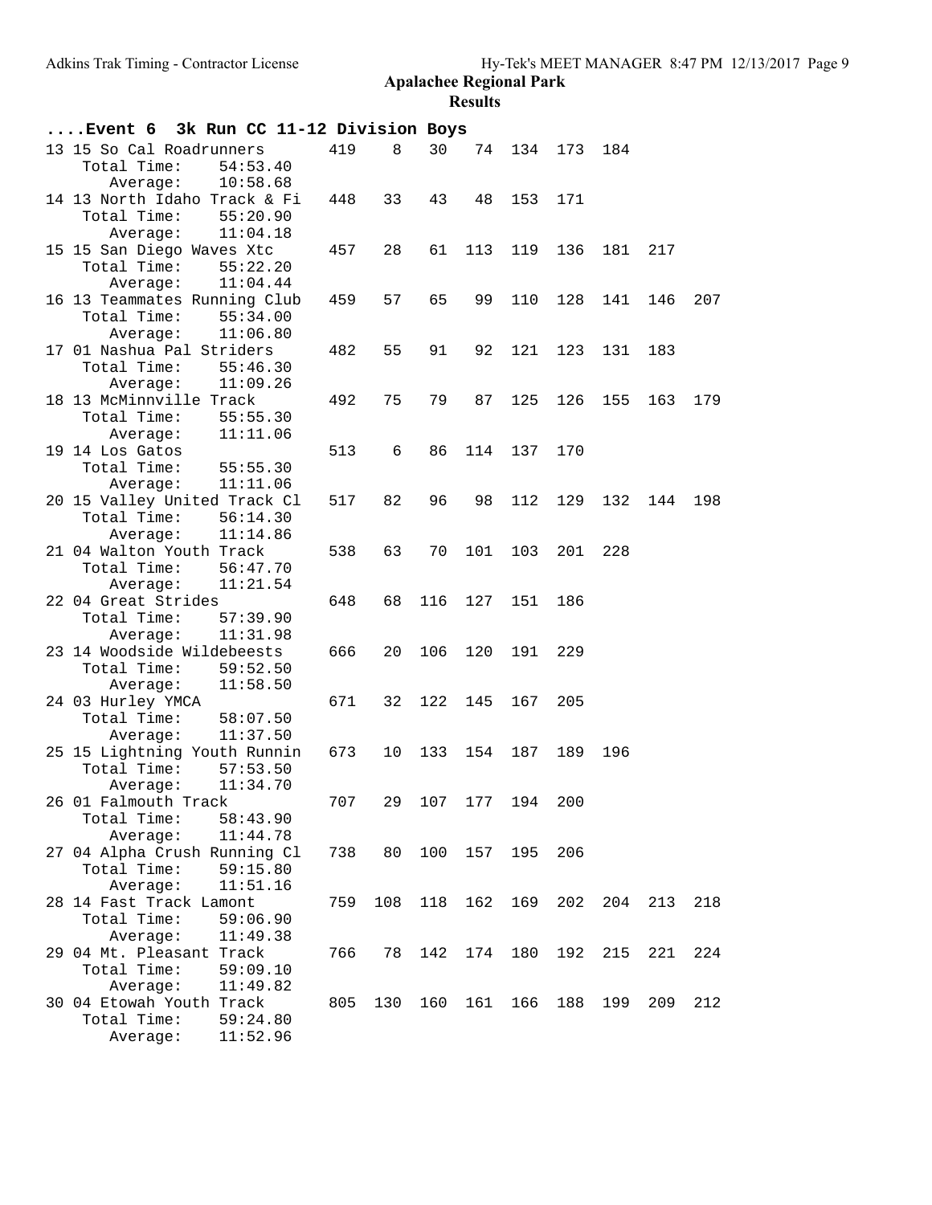**Apalachee Regional Park**

**Results**

**....Event 6 3k Run CC 11-12 Division Boys**

```
13 15 So Cal Roadrunners       419    8   30   74  134  173  184
    Total Time:    54:53.40
       Average:    10:58.68
14 13 North Idaho Track & Fi   448   33   43   48  153  171
    Total Time:    55:20.90
       Average:    11:04.18
15 15 San Diego Waves Xtc      457   28   61  113  119  136  181  217
    Total Time:    55:22.20
       Average:    11:04.44
16 13 Teammates Running Club   459   57   65   99  110  128  141  146  207
    Total Time:    55:34.00
       Average:    11:06.80
17 01 Nashua Pal Striders      482   55   91   92  121  123  131  183
    Total Time:    55:46.30
       Average:    11:09.26
18 13 McMinnville Track        492   75   79   87  125  126  155  163  179
    Total Time:    55:55.30
       Average:    11:11.06
19 14 Los Gatos                513    6   86  114  137  170
    Total Time:    55:55.30
       Average:    11:11.06
20 15 Valley United Track Cl   517   82   96   98  112  129  132  144  198
    Total Time:    56:14.30
       Average:    11:14.86
21 04 Walton Youth Track       538   63   70  101  103  201  228
    Total Time:    56:47.70
       Average:    11:21.54
22 04 Great Strides            648   68  116  127  151  186
    Total Time:    57:39.90
       Average:    11:31.98
23 14 Woodside Wildebeests     666   20  106  120  191  229
    Total Time:    59:52.50
       Average:    11:58.50
24 03 Hurley YMCA              671   32  122  145  167  205
    Total Time:    58:07.50
       Average:    11:37.50
25 15 Lightning Youth Runnin   673   10  133  154  187  189  196
    Total Time:    57:53.50
       Average:    11:34.70
26 01 Falmouth Track           707   29  107  177  194  200
    Total Time:    58:43.90
       Average:    11:44.78
27 04 Alpha Crush Running Cl   738   80  100  157  195  206
    Total Time:    59:15.80
       Average:    11:51.16
28 14 Fast Track Lamont        759  108  118  162  169  202  204  213  218
    Total Time:    59:06.90
       Average:    11:49.38
29 04 Mt. Pleasant Track       766   78  142  174  180  192  215  221  224
    Total Time:    59:09.10
       Average:    11:49.82
30 04 Etowah Youth Track       805  130  160  161  166  188  199  209  212
    Total Time:    59:24.80
       Average:    11:52.96
```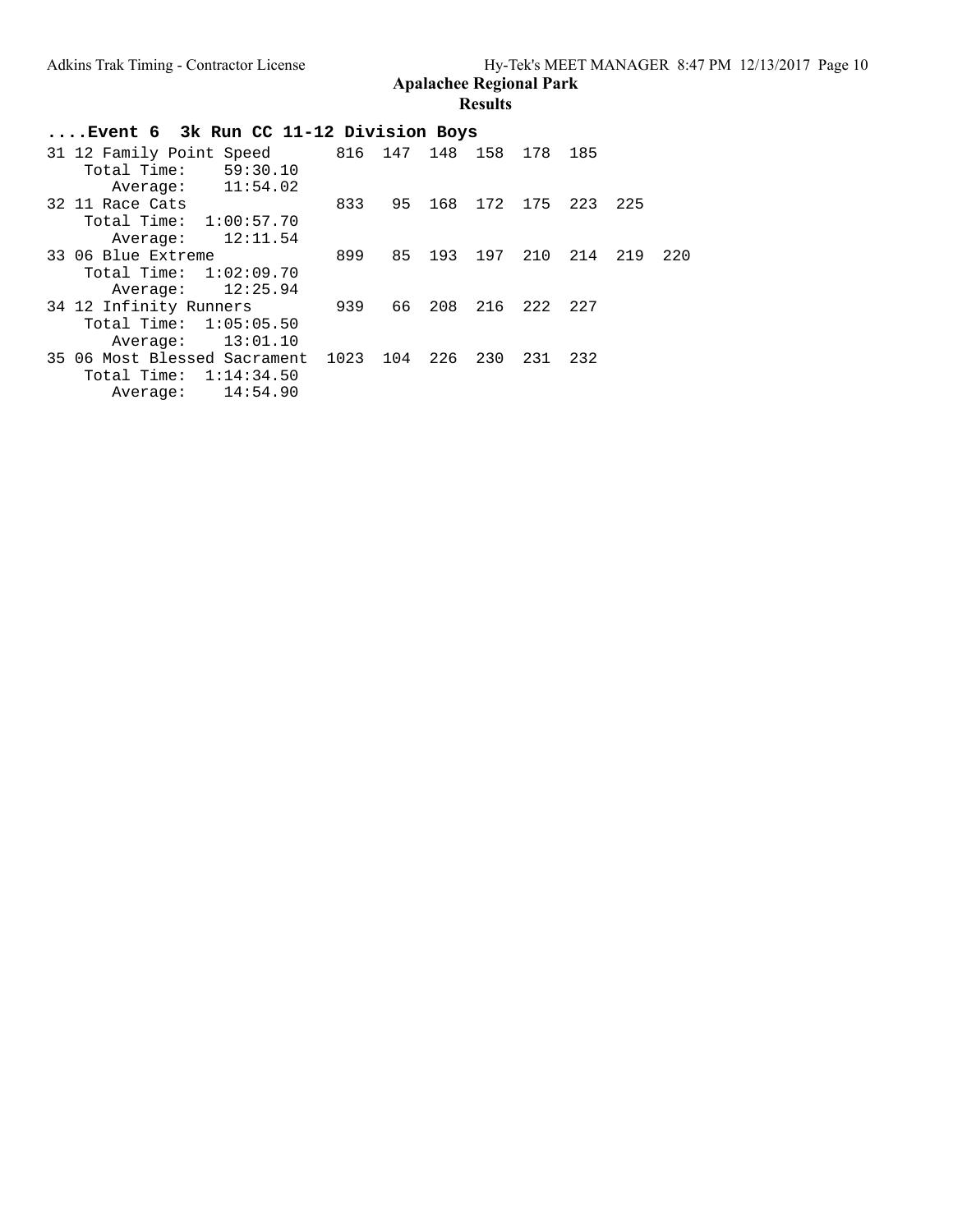## Apalachee Regional Park

### Results

### ....Event 6  3k Run CC 11-12 Division Boys

```
31 12 Family Point Speed       816  147  148  158  178  185
    Total Time:     59:30.10
       Average:     11:54.02
32 11 Race Cats                833   95  168  172  175  223  225
    Total Time:  1:00:57.70
       Average:     12:11.54
33 06 Blue Extreme             899   85  193  197  210  214  219  220
    Total Time:  1:02:09.70
       Average:     12:25.94
34 12 Infinity Runners         939   66  208  216  222  227
    Total Time:  1:05:05.50
       Average:     13:01.10
35 06 Most Blessed Sacrament  1023  104  226  230  231  232
    Total Time:  1:14:34.50
       Average:     14:54.90
```